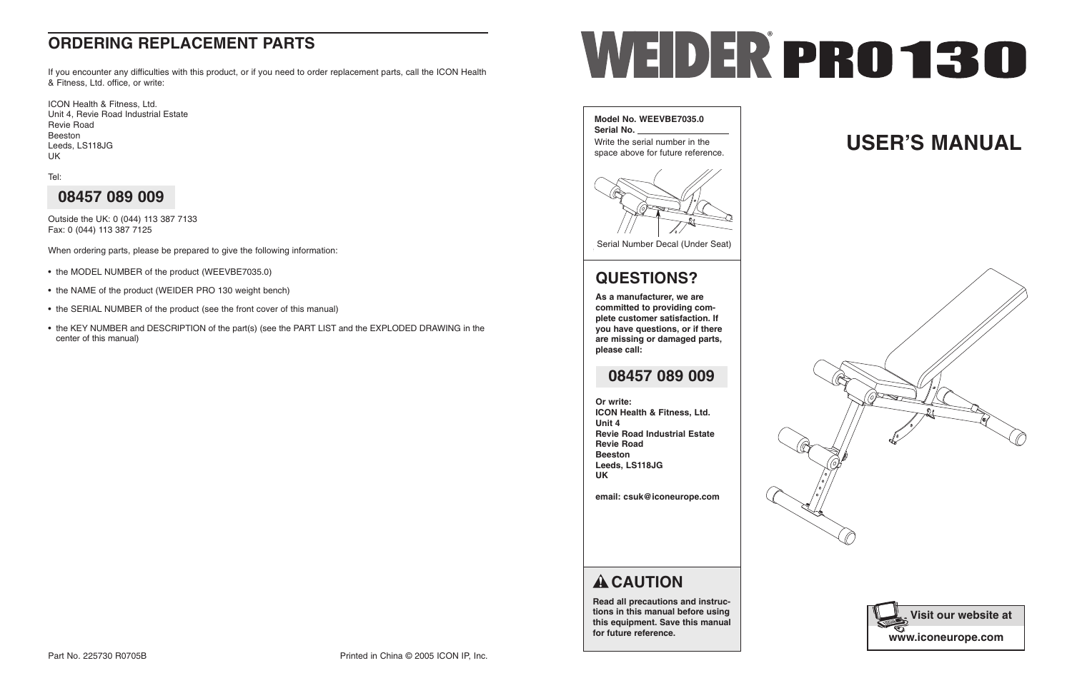## ORDERING REPLACEMENT PARTS

If you encounter any difficulties with this product, or if you need to order replacement parts, call the ICON Health & Fitness, Ltd. office, or write:

ICON Health & Fitness, Ltd.
Unit 4, Revie Road Industrial Estate
Revie Road
Beeston
Leeds, LS118JG
UK

Tel:

**08457 089 009**

Outside the UK: 0 (044) 113 387 7133
Fax: 0 (044) 113 387 7125

When ordering parts, please be prepared to give the following information:

- the MODEL NUMBER of the product (WEEVBE7035.0)
- the NAME of the product (WEIDER PRO 130 weight bench)
- the SERIAL NUMBER of the product (see the front cover of this manual)
- the KEY NUMBER and DESCRIPTION of the part(s) (see the PART LIST and the EXPLODED DRAWING in the center of this manual)

Part No. 225730 R0705B

Printed in China © 2005 ICON IP, Inc.

# WEIDER® PRO130

**Model No. WEEVBE7035.0**
**Serial No.** ____________

Write the serial number in the space above for future reference.

Serial Number Decal (Under Seat)

## QUESTIONS?

**As a manufacturer, we are committed to providing complete customer satisfaction. If you have questions, or if there are missing or damaged parts, please call:**

**08457 089 009**

**Or write:**
**ICON Health & Fitness, Ltd.**
**Unit 4**
**Revie Road Industrial Estate**
**Revie Road**
**Beeston**
**Leeds, LS118JG**
**UK**

**email: csuk@iconeurope.com**

## ⚠ CAUTION

**Read all precautions and instructions in this manual before using this equipment. Save this manual for future reference.**

# USER'S MANUAL

**Visit our website at**
**www.iconeurope.com**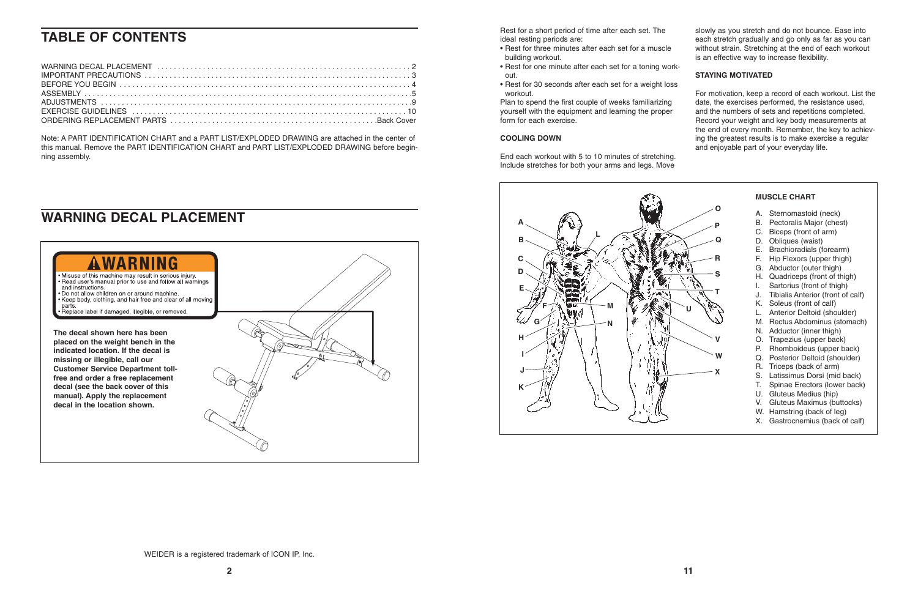# TABLE OF CONTENTS

WARNING DECAL PLACEMENT . . . . . . . . . . 2
IMPORTANT PRECAUTIONS . . . . . . . . . . 3
BEFORE YOU BEGIN . . . . . . . . . . 4
ASSEMBLY . . . . . . . . . . 5
ADJUSTMENTS . . . . . . . . . . 9
EXERCISE GUIDELINES . . . . . . . . . . 10
ORDERING REPLACEMENT PARTS . . . . . . . . . . Back Cover

Note: A PART IDENTIFICATION CHART and a PART LIST/EXPLODED DRAWING are attached in the center of this manual. Remove the PART IDENTIFICATION CHART and PART LIST/EXPLODED DRAWING before beginning assembly.

# WARNING DECAL PLACEMENT

**⚠WARNING**

- Misuse of this machine may result in serious injury.
- Read user's manual prior to use and follow all warnings and instructions.
- Do not allow children on or around machine.
- Keep body, clothing, and hair free and clear of all moving parts.
- Replace label if damaged, illegible, or removed.

**The decal shown here has been placed on the weight bench in the indicated location. If the decal is missing or illegible, call our Customer Service Department toll-free and order a free replacement decal (see the back cover of this manual). Apply the replacement decal in the location shown.**

WEIDER is a registered trademark of ICON IP, Inc.

Rest for a short period of time after each set. The ideal resting periods are:

- Rest for three minutes after each set for a muscle building workout.
- Rest for one minute after each set for a toning workout.
- Rest for 30 seconds after each set for a weight loss workout.

Plan to spend the first couple of weeks familiarizing yourself with the equipment and learning the proper form for each exercise.

**COOLING DOWN**

End each workout with 5 to 10 minutes of stretching. Include stretches for both your arms and legs. Move slowly as you stretch and do not bounce. Ease into each stretch gradually and go only as far as you can without strain. Stretching at the end of each workout is an effective way to increase flexibility.

**STAYING MOTIVATED**

For motivation, keep a record of each workout. List the date, the exercises performed, the resistance used, and the numbers of sets and repetitions completed. Record your weight and key body measurements at the end of every month. Remember, the key to achieving the greatest results is to make exercise a regular and enjoyable part of your everyday life.

**MUSCLE CHART**

A. Sternomastoid (neck)
B. Pectoralis Major (chest)
C. Biceps (front of arm)
D. Obliques (waist)
E. Brachioradials (forearm)
F. Hip Flexors (upper thigh)
G. Abductor (outer thigh)
H. Quadriceps (front of thigh)
I. Sartorius (front of thigh)
J. Tibialis Anterior (front of calf)
K. Soleus (front of calf)
L. Anterior Deltoid (shoulder)
M. Rectus Abdominus (stomach)
N. Adductor (inner thigh)
O. Trapezius (upper back)
P. Rhomboideus (upper back)
Q. Posterior Deltoid (shoulder)
R. Triceps (back of arm)
S. Latissimus Dorsi (mid back)
T. Spinae Erectors (lower back)
U. Gluteus Medius (hip)
V. Gluteus Maximus (buttocks)
W. Hamstring (back of leg)
X. Gastrocnemius (back of calf)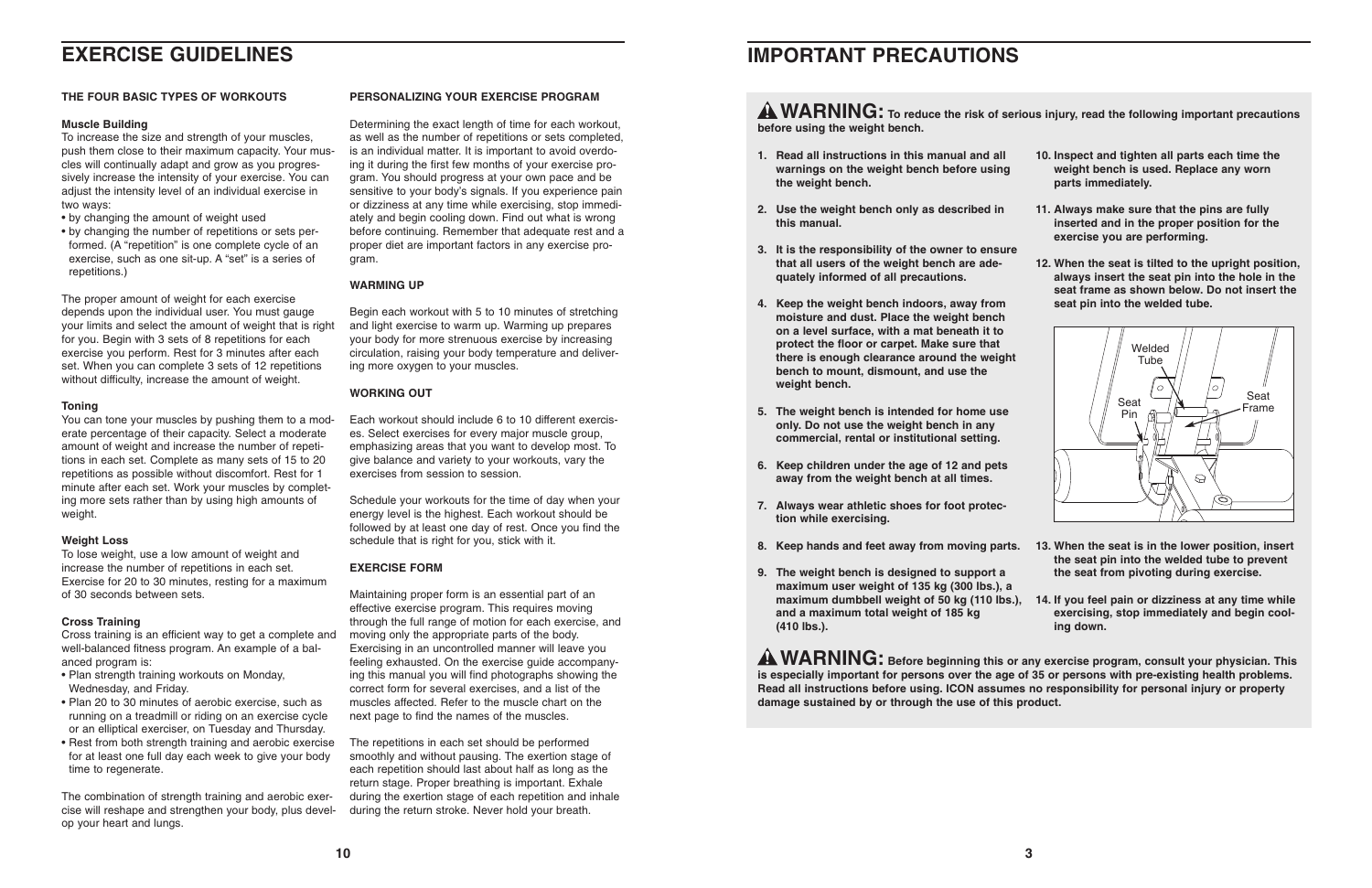# EXERCISE GUIDELINES

## THE FOUR BASIC TYPES OF WORKOUTS

### Muscle Building

To increase the size and strength of your muscles, push them close to their maximum capacity. Your muscles will continually adapt and grow as you progressively increase the intensity of your exercise. You can adjust the intensity level of an individual exercise in two ways:

- by changing the amount of weight used
- by changing the number of repetitions or sets performed. (A "repetition" is one complete cycle of an exercise, such as one sit-up. A "set" is a series of repetitions.)

The proper amount of weight for each exercise depends upon the individual user. You must gauge your limits and select the amount of weight that is right for you. Begin with 3 sets of 8 repetitions for each exercise you perform. Rest for 3 minutes after each set. When you can complete 3 sets of 12 repetitions without difficulty, increase the amount of weight.

### Toning

You can tone your muscles by pushing them to a moderate percentage of their capacity. Select a moderate amount of weight and increase the number of repetitions in each set. Complete as many sets of 15 to 20 repetitions as possible without discomfort. Rest for 1 minute after each set. Work your muscles by completing more sets rather than by using high amounts of weight.

### Weight Loss

To lose weight, use a low amount of weight and increase the number of repetitions in each set. Exercise for 20 to 30 minutes, resting for a maximum of 30 seconds between sets.

### Cross Training

Cross training is an efficient way to get a complete and well-balanced fitness program. An example of a balanced program is:

- Plan strength training workouts on Monday, Wednesday, and Friday.
- Plan 20 to 30 minutes of aerobic exercise, such as running on a treadmill or riding on an exercise cycle or an elliptical exerciser, on Tuesday and Thursday.
- Rest from both strength training and aerobic exercise for at least one full day each week to give your body time to regenerate.

The combination of strength training and aerobic exercise will reshape and strengthen your body, plus develop your heart and lungs.

## PERSONALIZING YOUR EXERCISE PROGRAM

Determining the exact length of time for each workout, as well as the number of repetitions or sets completed, is an individual matter. It is important to avoid overdoing it during the first few months of your exercise program. You should progress at your own pace and be sensitive to your body's signals. If you experience pain or dizziness at any time while exercising, stop immediately and begin cooling down. Find out what is wrong before continuing. Remember that adequate rest and a proper diet are important factors in any exercise program.

## WARMING UP

Begin each workout with 5 to 10 minutes of stretching and light exercise to warm up. Warming up prepares your body for more strenuous exercise by increasing circulation, raising your body temperature and delivering more oxygen to your muscles.

## WORKING OUT

Each workout should include 6 to 10 different exercises. Select exercises for every major muscle group, emphasizing areas that you want to develop most. To give balance and variety to your workouts, vary the exercises from session to session.

Schedule your workouts for the time of day when your energy level is the highest. Each workout should be followed by at least one day of rest. Once you find the schedule that is right for you, stick with it.

## EXERCISE FORM

Maintaining proper form is an essential part of an effective exercise program. This requires moving through the full range of motion for each exercise, and moving only the appropriate parts of the body. Exercising in an uncontrolled manner will leave you feeling exhausted. On the exercise guide accompanying this manual you will find photographs showing the correct form for several exercises, and a list of the muscles affected. Refer to the muscle chart on the next page to find the names of the muscles.

The repetitions in each set should be performed smoothly and without pausing. The exertion stage of each repetition should last about half as long as the return stage. Proper breathing is important. Exhale during the exertion stage of each repetition and inhale during the return stroke. Never hold your breath.

# IMPORTANT PRECAUTIONS

**⚠ WARNING: To reduce the risk of serious injury, read the following important precautions before using the weight bench.**

1. **Read all instructions in this manual and all warnings on the weight bench before using the weight bench.**
2. **Use the weight bench only as described in this manual.**
3. **It is the responsibility of the owner to ensure that all users of the weight bench are adequately informed of all precautions.**
4. **Keep the weight bench indoors, away from moisture and dust. Place the weight bench on a level surface, with a mat beneath it to protect the floor or carpet. Make sure that there is enough clearance around the weight bench to mount, dismount, and use the weight bench.**
5. **The weight bench is intended for home use only. Do not use the weight bench in any commercial, rental or institutional setting.**
6. **Keep children under the age of 12 and pets away from the weight bench at all times.**
7. **Always wear athletic shoes for foot protection while exercising.**
8. **Keep hands and feet away from moving parts.**
9. **The weight bench is designed to support a maximum user weight of 135 kg (300 lbs.), a maximum dumbbell weight of 50 kg (110 lbs.), and a maximum total weight of 185 kg (410 lbs.).**
10. **Inspect and tighten all parts each time the weight bench is used. Replace any worn parts immediately.**
11. **Always make sure that the pins are fully inserted and in the proper position for the exercise you are performing.**
12. **When the seat is tilted to the upright position, always insert the seat pin into the hole in the seat frame as shown below. Do not insert the seat pin into the welded tube.**

Welded Tube — Seat Pin — Seat Frame

13. **When the seat is in the lower position, insert the seat pin into the welded tube to prevent the seat from pivoting during exercise.**
14. **If you feel pain or dizziness at any time while exercising, stop immediately and begin cooling down.**

**⚠ WARNING: Before beginning this or any exercise program, consult your physician. This is especially important for persons over the age of 35 or persons with pre-existing health problems. Read all instructions before using. ICON assumes no responsibility for personal injury or property damage sustained by or through the use of this product.**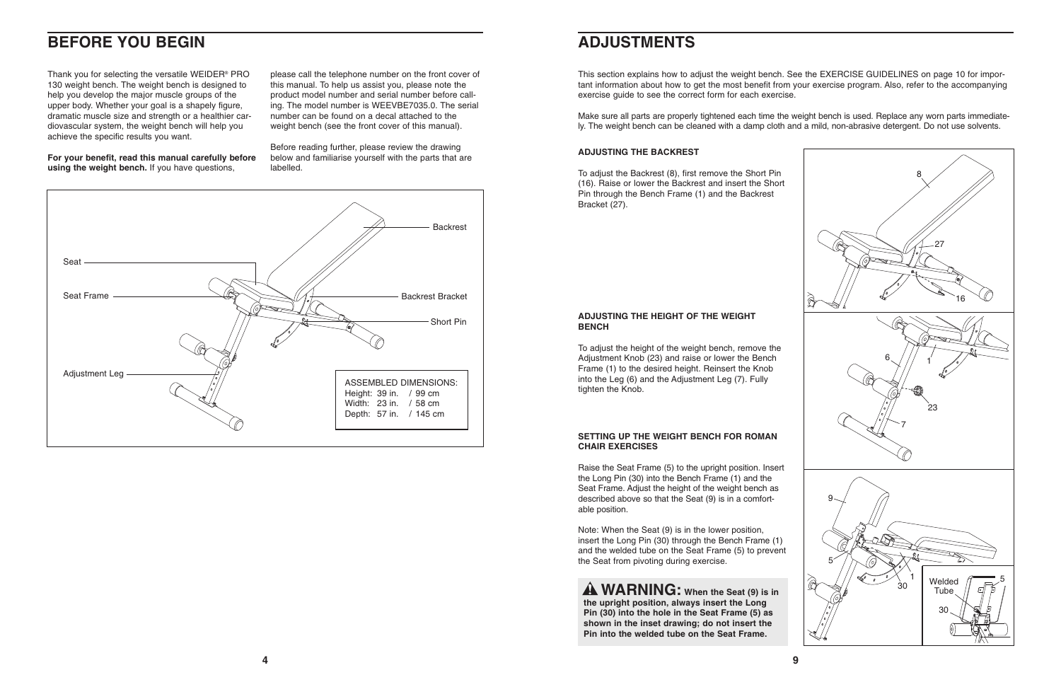# BEFORE YOU BEGIN

Thank you for selecting the versatile WEIDER® PRO 130 weight bench. The weight bench is designed to help you develop the major muscle groups of the upper body. Whether your goal is a shapely figure, dramatic muscle size and strength or a healthier cardiovascular system, the weight bench will help you achieve the specific results you want.

**For your benefit, read this manual carefully before using the weight bench.** If you have questions, please call the telephone number on the front cover of this manual. To help us assist you, please note the product model number and serial number before calling. The model number is WEEVBE7035.0. The serial number can be found on a decal attached to the weight bench (see the front cover of this manual).

Before reading further, please review the drawing below and familiarise yourself with the parts that are labelled.

Backrest

Seat

Seat Frame

Backrest Bracket

Short Pin

Adjustment Leg

ASSEMBLED DIMENSIONS:
Height: 39 in. / 99 cm
Width: 23 in. / 58 cm
Depth: 57 in. / 145 cm

# ADJUSTMENTS

This section explains how to adjust the weight bench. See the EXERCISE GUIDELINES on page 10 for important information about how to get the most benefit from your exercise program. Also, refer to the accompanying exercise guide to see the correct form for each exercise.

Make sure all parts are properly tightened each time the weight bench is used. Replace any worn parts immediately. The weight bench can be cleaned with a damp cloth and a mild, non-abrasive detergent. Do not use solvents.

### ADJUSTING THE BACKREST

To adjust the Backrest (8), first remove the Short Pin (16). Raise or lower the Backrest and insert the Short Pin through the Bench Frame (1) and the Backrest Bracket (27).

### ADJUSTING THE HEIGHT OF THE WEIGHT BENCH

To adjust the height of the weight bench, remove the Adjustment Knob (23) and raise or lower the Bench Frame (1) to the desired height. Reinsert the Knob into the Leg (6) and the Adjustment Leg (7). Fully tighten the Knob.

### SETTING UP THE WEIGHT BENCH FOR ROMAN CHAIR EXERCISES

Raise the Seat Frame (5) to the upright position. Insert the Long Pin (30) into the Bench Frame (1) and the Seat Frame. Adjust the height of the weight bench as described above so that the Seat (9) is in a comfortable position.

Note: When the Seat (9) is in the lower position, insert the Long Pin (30) through the Bench Frame (1) and the welded tube on the Seat Frame (5) to prevent the Seat from pivoting during exercise.

**⚠ WARNING: When the Seat (9) is in the upright position, always insert the Long Pin (30) into the hole in the Seat Frame (5) as shown in the inset drawing; do not insert the Pin into the welded tube on the Seat Frame.**

8 27 16

6 1 23 7

9 5 1 30

Welded Tube 5 30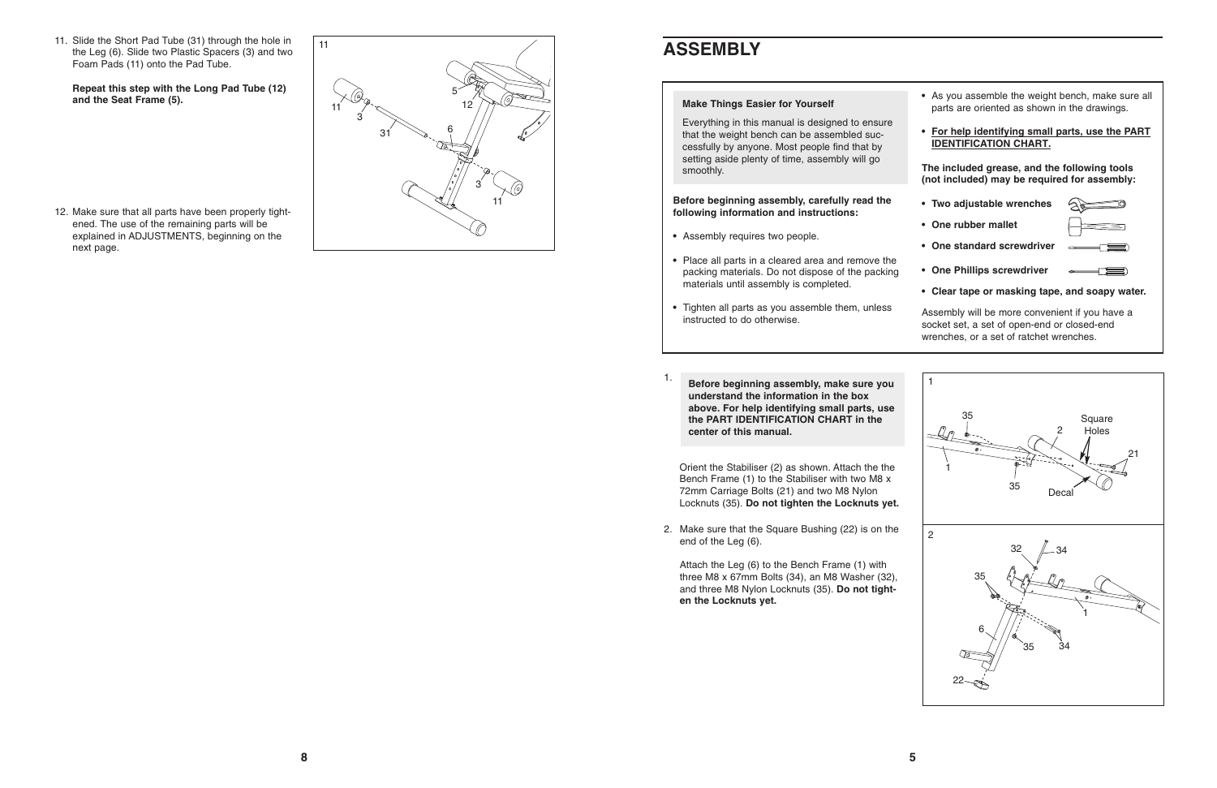11. Slide the Short Pad Tube (31) through the hole in the Leg (6). Slide two Plastic Spacers (3) and two Foam Pads (11) onto the Pad Tube.

    **Repeat this step with the Long Pad Tube (12) and the Seat Frame (5).**

12. Make sure that all parts have been properly tightened. The use of the remaining parts will be explained in ADJUSTMENTS, beginning on the next page.

# ASSEMBLY

**Make Things Easier for Yourself**

Everything in this manual is designed to ensure that the weight bench can be assembled successfully by anyone. Most people find that by setting aside plenty of time, assembly will go smoothly.

**Before beginning assembly, carefully read the following information and instructions:**

- Assembly requires two people.
- Place all parts in a cleared area and remove the packing materials. Do not dispose of the packing materials until assembly is completed.
- Tighten all parts as you assemble them, unless instructed to do otherwise.
- As you assemble the weight bench, make sure all parts are oriented as shown in the drawings.
- **For help identifying small parts, use the PART IDENTIFICATION CHART.**

**The included grease, and the following tools (not included) may be required for assembly:**

- **Two adjustable wrenches**
- **One rubber mallet**
- **One standard screwdriver**
- **One Phillips screwdriver**
- **Clear tape or masking tape, and soapy water.**

Assembly will be more convenient if you have a socket set, a set of open-end or closed-end wrenches, or a set of ratchet wrenches.

1. **Before beginning assembly, make sure you understand the information in the box above. For help identifying small parts, use the PART IDENTIFICATION CHART in the center of this manual.**

   Orient the Stabiliser (2) as shown. Attach the the Bench Frame (1) to the Stabiliser with two M8 x 72mm Carriage Bolts (21) and two M8 Nylon Locknuts (35). **Do not tighten the Locknuts yet.**

2. Make sure that the Square Bushing (22) is on the end of the Leg (6).

   Attach the Leg (6) to the Bench Frame (1) with three M8 x 67mm Bolts (34), an M8 Washer (32), and three M8 Nylon Locknuts (35). **Do not tighten the Locknuts yet.**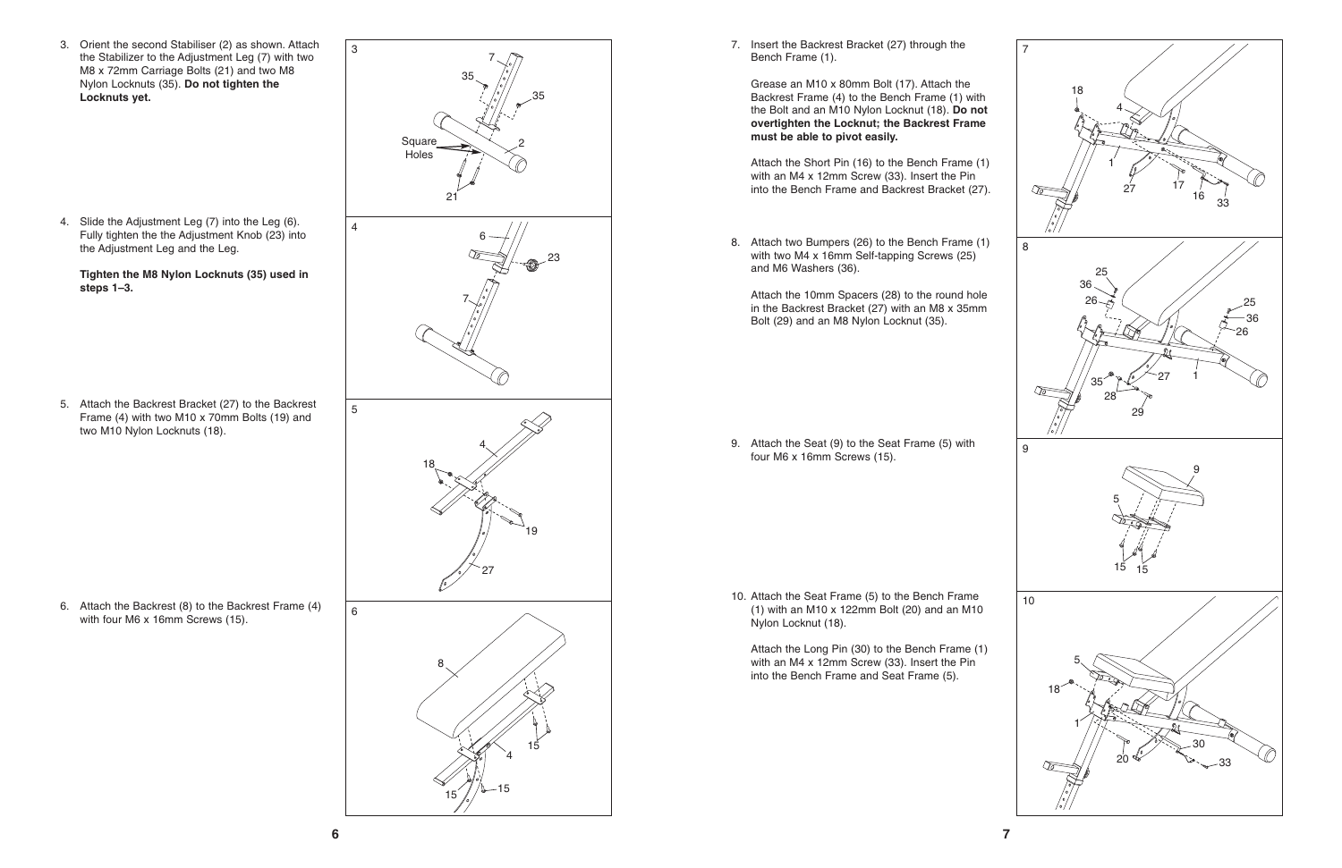3. Orient the second Stabiliser (2) as shown. Attach the Stabilizer to the Adjustment Leg (7) with two M8 x 72mm Carriage Bolts (21) and two M8 Nylon Locknuts (35). **Do not tighten the Locknuts yet.**

4. Slide the Adjustment Leg (7) into the Leg (6). Fully tighten the the Adjustment Knob (23) into the Adjustment Leg and the Leg.

   **Tighten the M8 Nylon Locknuts (35) used in steps 1–3.**

5. Attach the Backrest Bracket (27) to the Backrest Frame (4) with two M10 x 70mm Bolts (19) and two M10 Nylon Locknuts (18).

6. Attach the Backrest (8) to the Backrest Frame (4) with four M6 x 16mm Screws (15).

7. Insert the Backrest Bracket (27) through the Bench Frame (1).

   Grease an M10 x 80mm Bolt (17). Attach the Backrest Frame (4) to the Bench Frame (1) with the Bolt and an M10 Nylon Locknut (18). **Do not overtighten the Locknut; the Backrest Frame must be able to pivot easily.**

   Attach the Short Pin (16) to the Bench Frame (1) with an M4 x 12mm Screw (33). Insert the Pin into the Bench Frame and Backrest Bracket (27).

8. Attach two Bumpers (26) to the Bench Frame (1) with two M4 x 16mm Self-tapping Screws (25) and M6 Washers (36).

   Attach the 10mm Spacers (28) to the round hole in the Backrest Bracket (27) with an M8 x 35mm Bolt (29) and an M8 Nylon Locknut (35).

9. Attach the Seat (9) to the Seat Frame (5) with four M6 x 16mm Screws (15).

10. Attach the Seat Frame (5) to the Bench Frame (1) with an M10 x 122mm Bolt (20) and an M10 Nylon Locknut (18).

    Attach the Long Pin (30) to the Bench Frame (1) with an M4 x 12mm Screw (33). Insert the Pin into the Bench Frame and Seat Frame (5).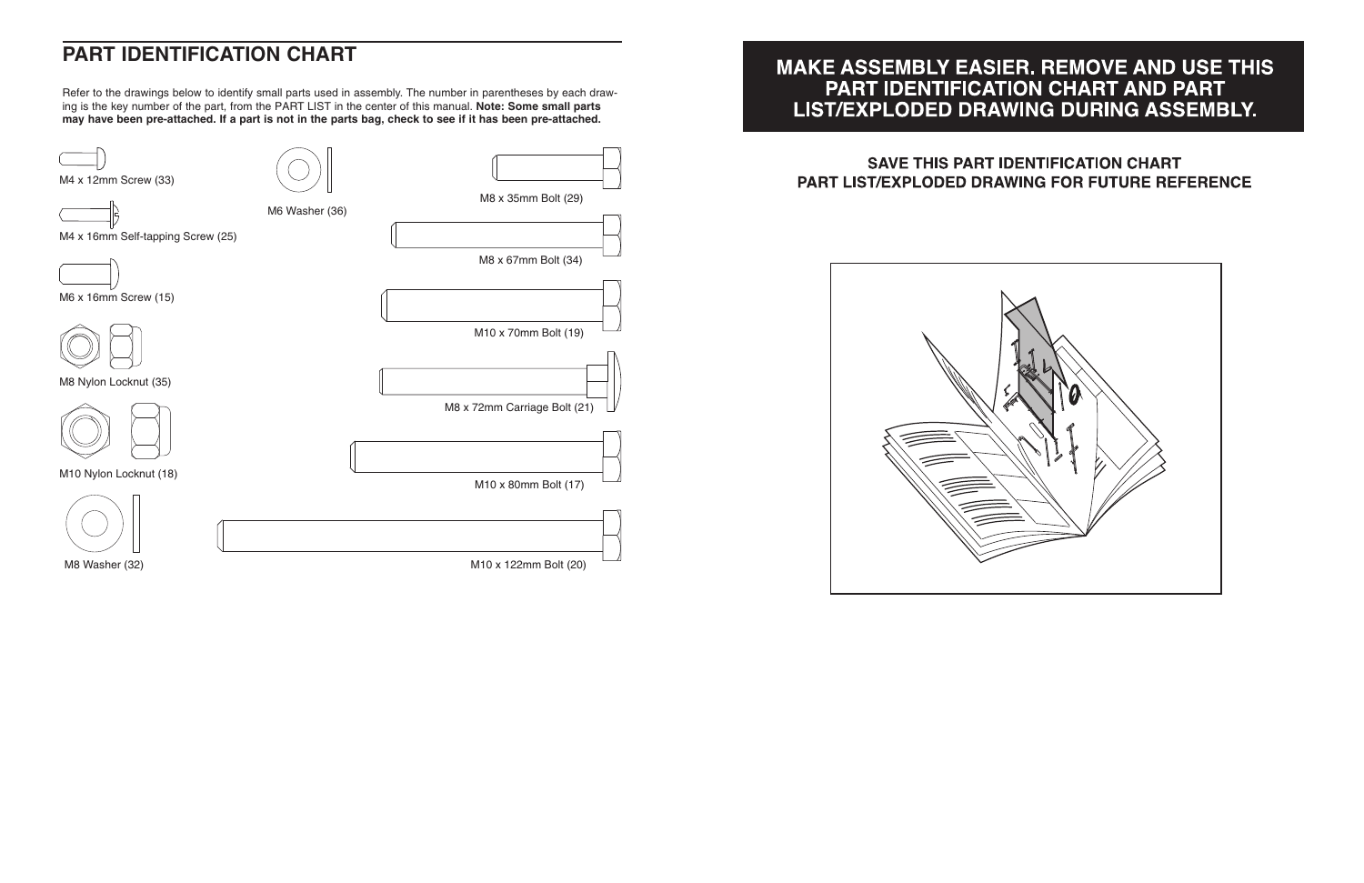## PART IDENTIFICATION CHART

Refer to the drawings below to identify small parts used in assembly. The number in parentheses by each drawing is the key number of the part, from the PART LIST in the center of this manual. **Note: Some small parts may have been pre-attached. If a part is not in the parts bag, check to see if it has been pre-attached.**

M4 x 12mm Screw (33)

M4 x 16mm Self-tapping Screw (25)

M6 x 16mm Screw (15)

M8 Nylon Locknut (35)

M10 Nylon Locknut (18)

M8 Washer (32)

M6 Washer (36)

M8 x 35mm Bolt (29)

M8 x 67mm Bolt (34)

M10 x 70mm Bolt (19)

M8 x 72mm Carriage Bolt (21)

M10 x 80mm Bolt (17)

M10 x 122mm Bolt (20)

## MAKE ASSEMBLY EASIER. REMOVE AND USE THIS PART IDENTIFICATION CHART AND PART LIST/EXPLODED DRAWING DURING ASSEMBLY.

**SAVE THIS PART IDENTIFICATION CHART PART LIST/EXPLODED DRAWING FOR FUTURE REFERENCE**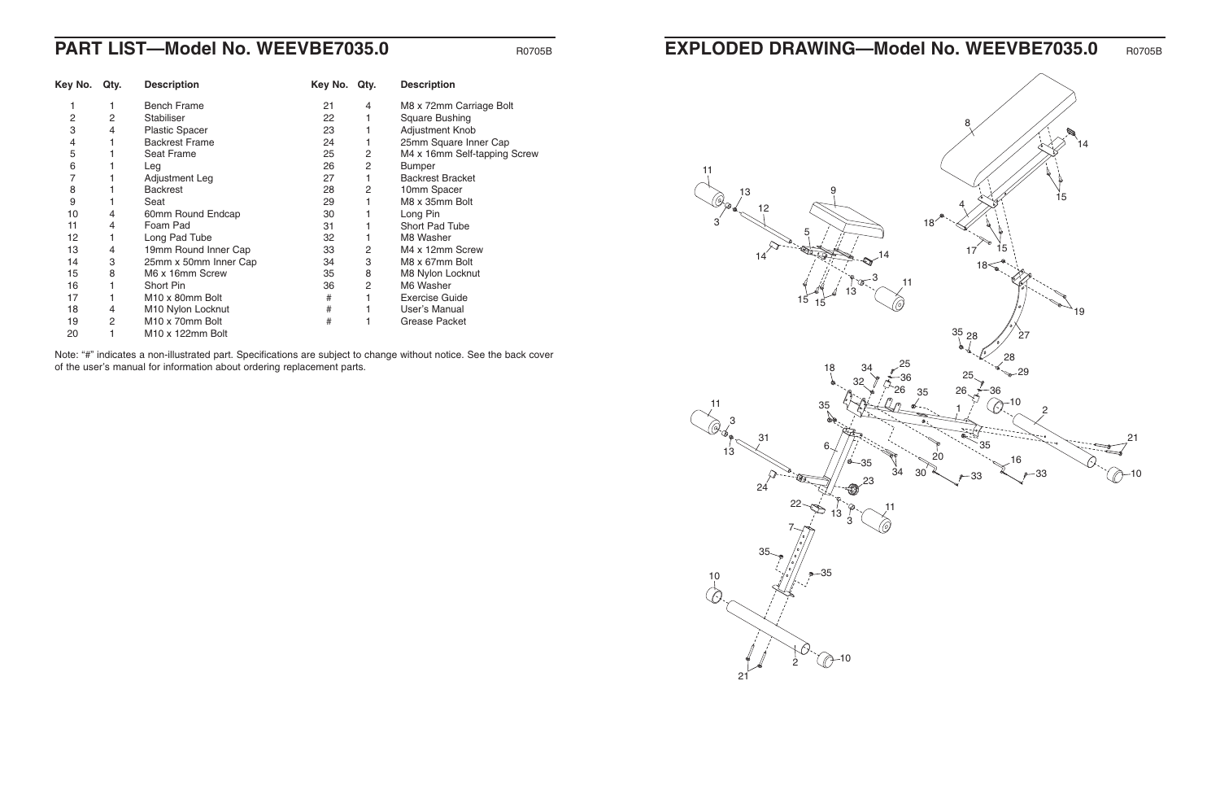# PART LIST—Model No. WEEVBE7035.0

R0705B

| Key No. | Qty. | Description | Key No. | Qty. | Description |
|---|---|---|---|---|---|
| 1 | 1 | Bench Frame | 21 | 4 | M8 x 72mm Carriage Bolt |
| 2 | 2 | Stabiliser | 22 | 1 | Square Bushing |
| 3 | 4 | Plastic Spacer | 23 | 1 | Adjustment Knob |
| 4 | 1 | Backrest Frame | 24 | 1 | 25mm Square Inner Cap |
| 5 | 1 | Seat Frame | 25 | 2 | M4 x 16mm Self-tapping Screw |
| 6 | 1 | Leg | 26 | 2 | Bumper |
| 7 | 1 | Adjustment Leg | 27 | 1 | Backrest Bracket |
| 8 | 1 | Backrest | 28 | 2 | 10mm Spacer |
| 9 | 1 | Seat | 29 | 1 | M8 x 35mm Bolt |
| 10 | 4 | 60mm Round Endcap | 30 | 1 | Long Pin |
| 11 | 4 | Foam Pad | 31 | 1 | Short Pad Tube |
| 12 | 1 | Long Pad Tube | 32 | 1 | M8 Washer |
| 13 | 4 | 19mm Round Inner Cap | 33 | 2 | M4 x 12mm Screw |
| 14 | 3 | 25mm x 50mm Inner Cap | 34 | 3 | M8 x 67mm Bolt |
| 15 | 8 | M6 x 16mm Screw | 35 | 8 | M8 Nylon Locknut |
| 16 | 1 | Short Pin | 36 | 2 | M6 Washer |
| 17 | 1 | M10 x 80mm Bolt | # | 1 | Exercise Guide |
| 18 | 4 | M10 Nylon Locknut | # | 1 | User's Manual |
| 19 | 2 | M10 x 70mm Bolt | # | 1 | Grease Packet |
| 20 | 1 | M10 x 122mm Bolt | | | |

Note: "#" indicates a non-illustrated part. Specifications are subject to change without notice. See the back cover of the user's manual for information about ordering replacement parts.

# EXPLODED DRAWING—Model No. WEEVBE7035.0

R0705B